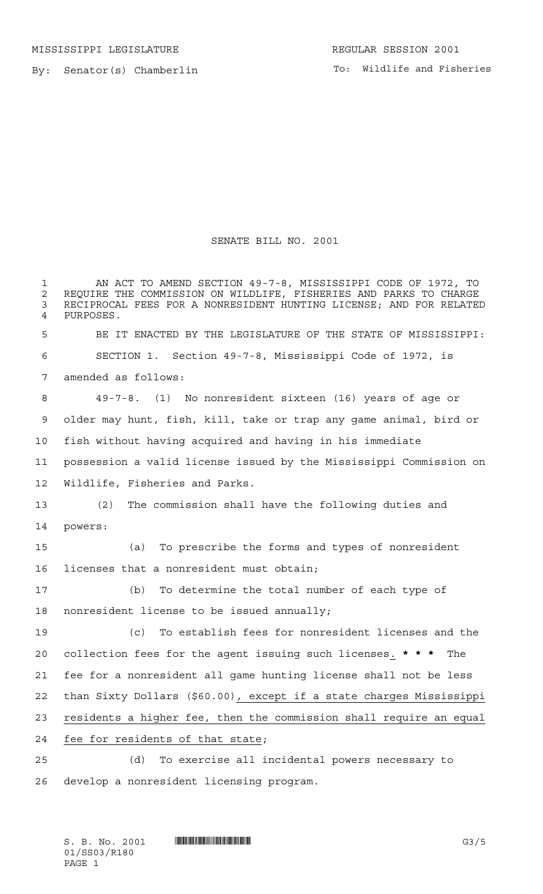MISSISSIPPI LEGISLATURE

REGULAR SESSION 2001

By: Senator(s) Chamberlin

To: Wildlife and Fisheries

# SENATE BILL NO. 2001

AN ACT TO AMEND SECTION 49-7-8, MISSISSIPPI CODE OF 1972, TO REQUIRE THE COMMISSION ON WILDLIFE, FISHERIES AND PARKS TO CHARGE RECIPROCAL FEES FOR A NONRESIDENT HUNTING LICENSE; AND FOR RELATED PURPOSES.

BE IT ENACTED BY THE LEGISLATURE OF THE STATE OF MISSISSIPPI:

SECTION 1. Section 49-7-8, Mississippi Code of 1972, is amended as follows:

49-7-8. (1) No nonresident sixteen (16) years of age or older may hunt, fish, kill, take or trap any game animal, bird or fish without having acquired and having in his immediate possession a valid license issued by the Mississippi Commission on Wildlife, Fisheries and Parks.

(2) The commission shall have the following duties and powers:

(a) To prescribe the forms and types of nonresident licenses that a nonresident must obtain;

(b) To determine the total number of each type of nonresident license to be issued annually;

(c) To establish fees for nonresident licenses and the collection fees for the agent issuing such licenses. **\* \* \*** The fee for a nonresident all game hunting license shall not be less than Sixty Dollars ($60.00), except if a state charges Mississippi residents a higher fee, then the commission shall require an equal fee for residents of that state;

(d) To exercise all incidental powers necessary to develop a nonresident licensing program.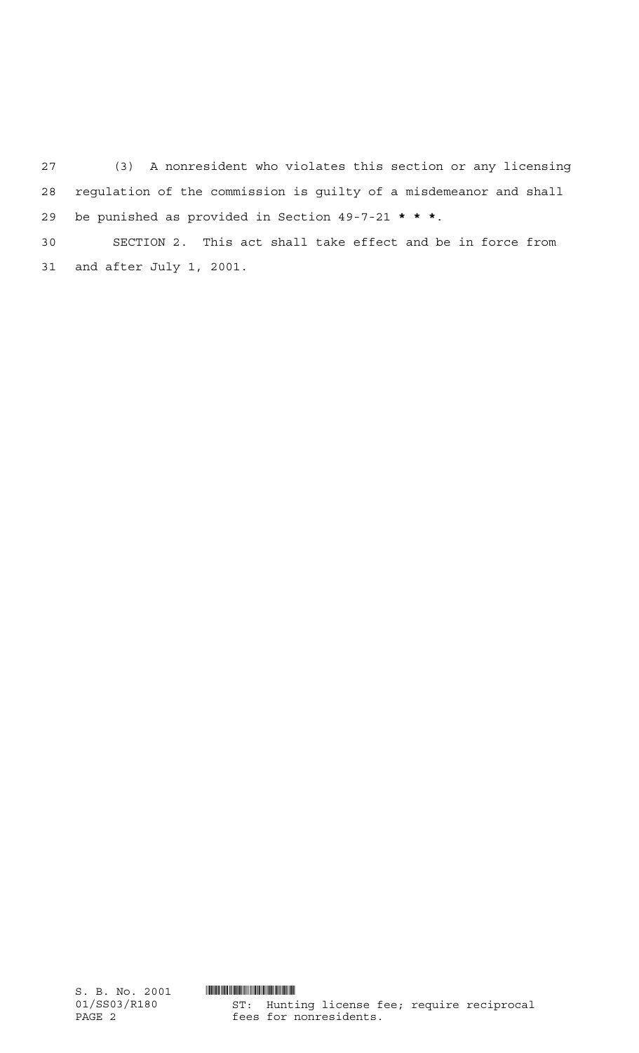(3) A nonresident who violates this section or any licensing regulation of the commission is guilty of a misdemeanor and shall be punished as provided in Section 49-7-21 **\* \* \***.

SECTION 2. This act shall take effect and be in force from and after July 1, 2001.

S. B. No. 2001
01/SS03/R180
PAGE 2

ST: Hunting license fee; require reciprocal fees for nonresidents.